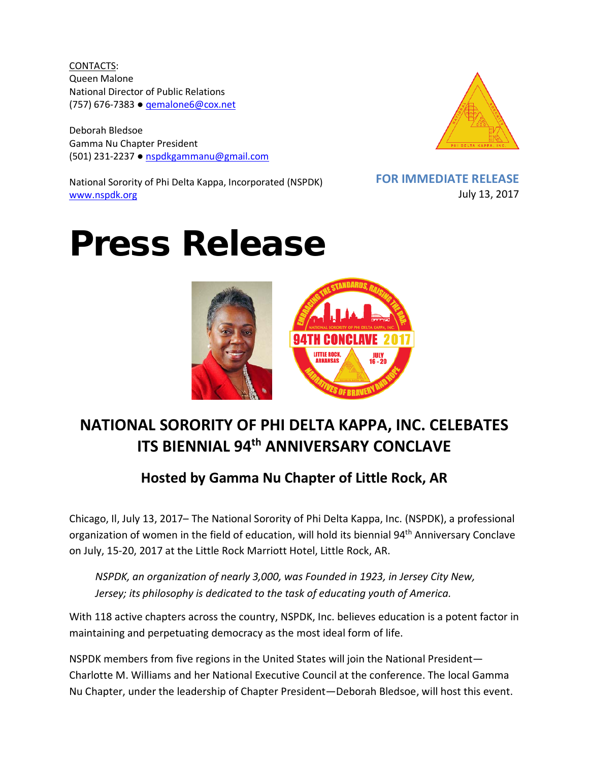<u>CONTACTS</u>:
Queen Malone
National Director of Public Relations
(757) 676-7383 ● qemalone6@cox.net

Deborah Bledsoe
Gamma Nu Chapter President
(501) 231-2237 ● nspdkgammanu@gmail.com

National Sorority of Phi Delta Kappa, Incorporated (NSPDK)
www.nspdk.org

**FOR IMMEDIATE RELEASE**
July 13, 2017

# Press Release

## NATIONAL SORORITY OF PHI DELTA KAPPA, INC. CELEBATES ITS BIENNIAL 94th ANNIVERSARY CONCLAVE

### Hosted by Gamma Nu Chapter of Little Rock, AR

Chicago, Il, July 13, 2017– The National Sorority of Phi Delta Kappa, Inc. (NSPDK), a professional organization of women in the field of education, will hold its biennial 94th Anniversary Conclave on July, 15-20, 2017 at the Little Rock Marriott Hotel, Little Rock, AR.

> *NSPDK, an organization of nearly 3,000, was Founded in 1923, in Jersey City New, Jersey; its philosophy is dedicated to the task of educating youth of America.*

With 118 active chapters across the country, NSPDK, Inc. believes education is a potent factor in maintaining and perpetuating democracy as the most ideal form of life.

NSPDK members from five regions in the United States will join the National President—Charlotte M. Williams and her National Executive Council at the conference. The local Gamma Nu Chapter, under the leadership of Chapter President—Deborah Bledsoe, will host this event.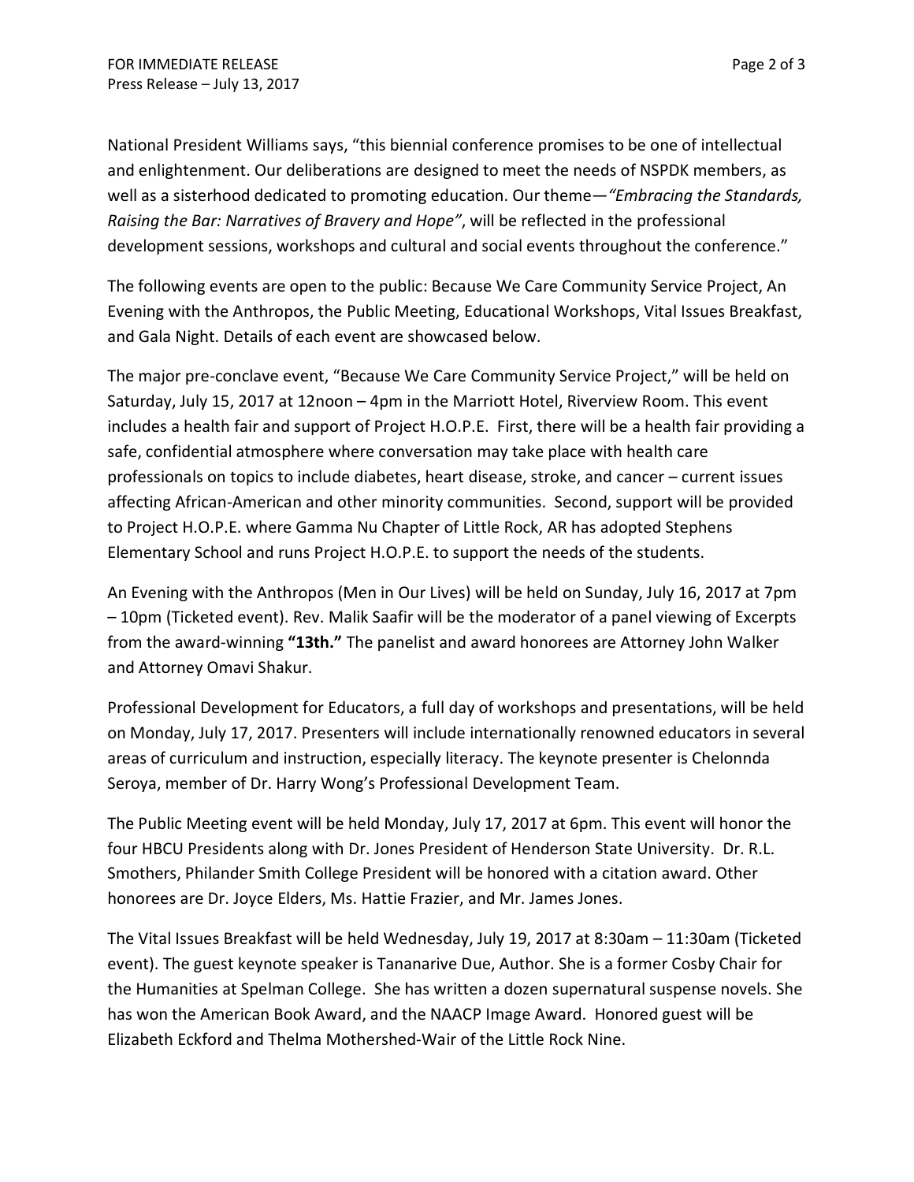National President Williams says, “this biennial conference promises to be one of intellectual and enlightenment. Our deliberations are designed to meet the needs of NSPDK members, as well as a sisterhood dedicated to promoting education. Our theme—*“Embracing the Standards, Raising the Bar: Narratives of Bravery and Hope”*, will be reflected in the professional development sessions, workshops and cultural and social events throughout the conference.”

The following events are open to the public: Because We Care Community Service Project, An Evening with the Anthropos, the Public Meeting, Educational Workshops, Vital Issues Breakfast, and Gala Night. Details of each event are showcased below.

The major pre-conclave event, “Because We Care Community Service Project,” will be held on Saturday, July 15, 2017 at 12noon – 4pm in the Marriott Hotel, Riverview Room. This event includes a health fair and support of Project H.O.P.E. First, there will be a health fair providing a safe, confidential atmosphere where conversation may take place with health care professionals on topics to include diabetes, heart disease, stroke, and cancer – current issues affecting African-American and other minority communities. Second, support will be provided to Project H.O.P.E. where Gamma Nu Chapter of Little Rock, AR has adopted Stephens Elementary School and runs Project H.O.P.E. to support the needs of the students.

An Evening with the Anthropos (Men in Our Lives) will be held on Sunday, July 16, 2017 at 7pm – 10pm (Ticketed event). Rev. Malik Saafir will be the moderator of a panel viewing of Excerpts from the award-winning **“13th.”** The panelist and award honorees are Attorney John Walker and Attorney Omavi Shakur.

Professional Development for Educators, a full day of workshops and presentations, will be held on Monday, July 17, 2017. Presenters will include internationally renowned educators in several areas of curriculum and instruction, especially literacy. The keynote presenter is Chelonnda Seroya, member of Dr. Harry Wong’s Professional Development Team.

The Public Meeting event will be held Monday, July 17, 2017 at 6pm. This event will honor the four HBCU Presidents along with Dr. Jones President of Henderson State University. Dr. R.L. Smothers, Philander Smith College President will be honored with a citation award. Other honorees are Dr. Joyce Elders, Ms. Hattie Frazier, and Mr. James Jones.

The Vital Issues Breakfast will be held Wednesday, July 19, 2017 at 8:30am – 11:30am (Ticketed event). The guest keynote speaker is Tananarive Due, Author. She is a former Cosby Chair for the Humanities at Spelman College. She has written a dozen supernatural suspense novels. She has won the American Book Award, and the NAACP Image Award. Honored guest will be Elizabeth Eckford and Thelma Mothershed-Wair of the Little Rock Nine.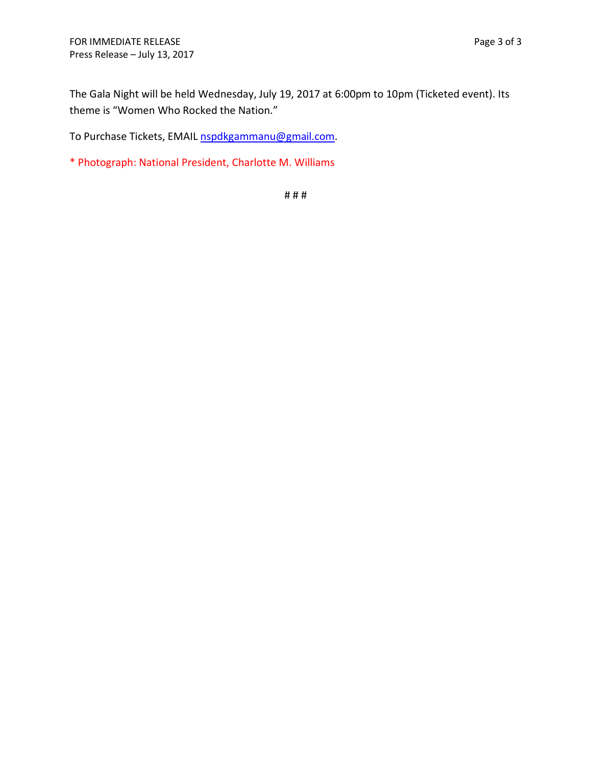The Gala Night will be held Wednesday, July 19, 2017 at 6:00pm to 10pm (Ticketed event). Its theme is "Women Who Rocked the Nation."

To Purchase Tickets, EMAIL nspdkgammanu@gmail.com.

* Photograph: National President, Charlotte M. Williams

# # #